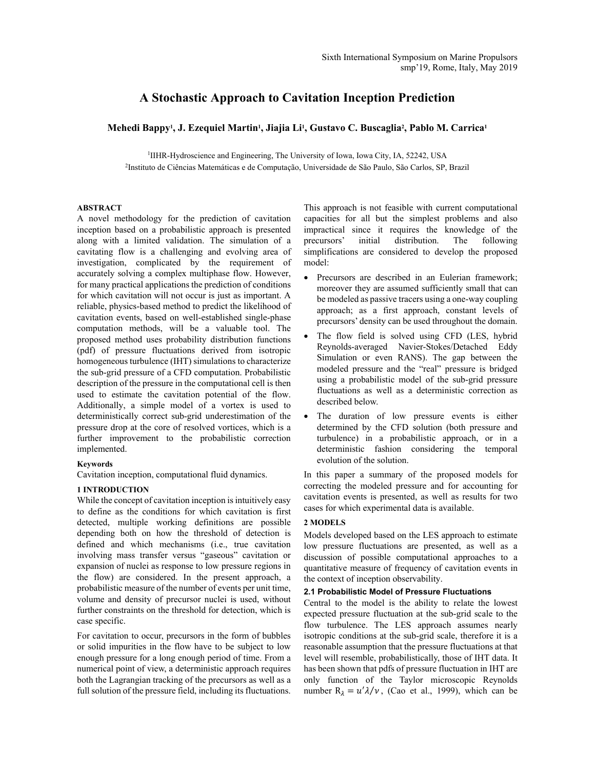Sixth International Symposium on Marine Propulsors
smp'19, Rome, Italy, May 2019

# A Stochastic Approach to Cavitation Inception Prediction

**Mehedi Bappy[1], J. Ezequiel Martin[1], Jiajia Li[1], Gustavo C. Buscaglia[2], Pablo M. Carrica[1]**

[1]IIHR-Hydroscience and Engineering, The University of Iowa, Iowa City, IA, 52242, USA
[2]Instituto de Ciências Matemáticas e de Computação, Universidade de São Paulo, São Carlos, SP, Brazil

## ABSTRACT

A novel methodology for the prediction of cavitation inception based on a probabilistic approach is presented along with a limited validation. The simulation of a cavitating flow is a challenging and evolving area of investigation, complicated by the requirement of accurately solving a complex multiphase flow. However, for many practical applications the prediction of conditions for which cavitation will not occur is just as important. A reliable, physics-based method to predict the likelihood of cavitation events, based on well-established single-phase computation methods, will be a valuable tool. The proposed method uses probability distribution functions (pdf) of pressure fluctuations derived from isotropic homogeneous turbulence (IHT) simulations to characterize the sub-grid pressure of a CFD computation. Probabilistic description of the pressure in the computational cell is then used to estimate the cavitation potential of the flow. Additionally, a simple model of a vortex is used to deterministically correct sub-grid underestimation of the pressure drop at the core of resolved vortices, which is a further improvement to the probabilistic correction implemented.

**Keywords**

Cavitation inception, computational fluid dynamics.

## 1 INTRODUCTION

While the concept of cavitation inception is intuitively easy to define as the conditions for which cavitation is first detected, multiple working definitions are possible depending both on how the threshold of detection is defined and which mechanisms (i.e., true cavitation involving mass transfer versus "gaseous" cavitation or expansion of nuclei as response to low pressure regions in the flow) are considered. In the present approach, a probabilistic measure of the number of events per unit time, volume and density of precursor nuclei is used, without further constraints on the threshold for detection, which is case specific.

For cavitation to occur, precursors in the form of bubbles or solid impurities in the flow have to be subject to low enough pressure for a long enough period of time. From a numerical point of view, a deterministic approach requires both the Lagrangian tracking of the precursors as well as a full solution of the pressure field, including its fluctuations. This approach is not feasible with current computational capacities for all but the simplest problems and also impractical since it requires the knowledge of the precursors' initial distribution. The following simplifications are considered to develop the proposed model:

- Precursors are described in an Eulerian framework; moreover they are assumed sufficiently small that can be modeled as passive tracers using a one-way coupling approach; as a first approach, constant levels of precursors' density can be used throughout the domain.
- The flow field is solved using CFD (LES, hybrid Reynolds-averaged Navier-Stokes/Detached Eddy Simulation or even RANS). The gap between the modeled pressure and the "real" pressure is bridged using a probabilistic model of the sub-grid pressure fluctuations as well as a deterministic correction as described below.
- The duration of low pressure events is either determined by the CFD solution (both pressure and turbulence) in a probabilistic approach, or in a deterministic fashion considering the temporal evolution of the solution.

In this paper a summary of the proposed models for correcting the modeled pressure and for accounting for cavitation events is presented, as well as results for two cases for which experimental data is available.

## 2 MODELS

Models developed based on the LES approach to estimate low pressure fluctuations are presented, as well as a discussion of possible computational approaches to a quantitative measure of frequency of cavitation events in the context of inception observability.

### 2.1 Probabilistic Model of Pressure Fluctuations

Central to the model is the ability to relate the lowest expected pressure fluctuation at the sub-grid scale to the flow turbulence. The LES approach assumes nearly isotropic conditions at the sub-grid scale, therefore it is a reasonable assumption that the pressure fluctuations at that level will resemble, probabilistically, those of IHT data. It has been shown that pdfs of pressure fluctuation in IHT are only function of the Taylor microscopic Reynolds number $R_{\lambda} = u'\lambda/\nu$, (Cao et al., 1999), which can be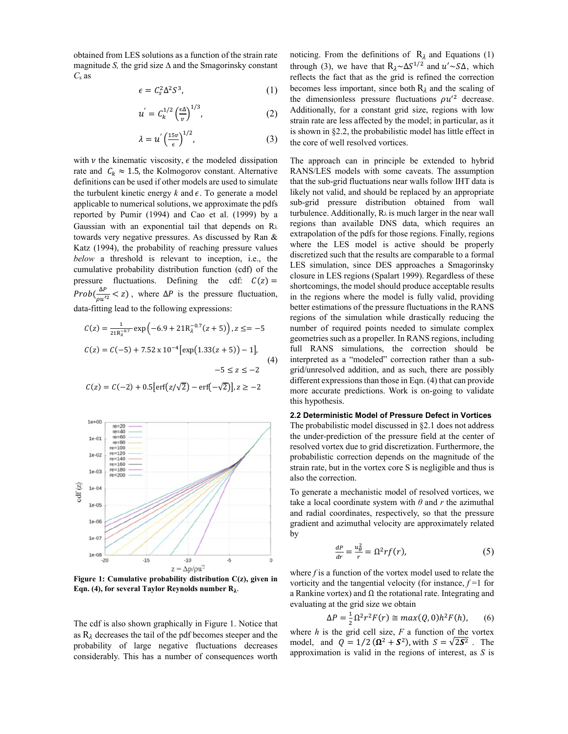obtained from LES solutions as a function of the strain rate magnitude $S$, the grid size $\Delta$ and the Smagorinsky constant $C_s$ as

$$\epsilon = C_s^2 \Delta^2 S^3, \tag{1}$$

$$u' = C_k^{1/2} \left(\frac{\epsilon \Delta}{\nu}\right)^{1/3}, \tag{2}$$

$$\lambda = u' \left(\frac{15\nu}{\epsilon}\right)^{1/2}, \tag{3}$$

with $\nu$ the kinematic viscosity, $\epsilon$ the modeled dissipation rate and $C_k \approx 1.5$, the Kolmogorov constant. Alternative definitions can be used if other models are used to simulate the turbulent kinetic energy $k$ and $\epsilon$. To generate a model applicable to numerical solutions, we approximate the pdfs reported by Pumir (1994) and Cao et al. (1999) by a Gaussian with an exponential tail that depends on $R_\lambda$ towards very negative pressures. As discussed by Ran & Katz (1994), the probability of reaching pressure values *below* a threshold is relevant to inception, i.e., the cumulative probability distribution function (cdf) of the pressure fluctuations. Defining the cdf: $C(z) = Prob(\frac{\Delta P}{\rho u'^2} < z)$, where $\Delta P$ is the pressure fluctuation, data-fitting lead to the following expressions:

$$C(z) = \frac{1}{21 R_\lambda^{-0.7}} \exp\left(-6.9 + 21 R_\lambda^{-0.7}(z+5)\right), z <= -5$$

$$C(z) = C(-5) + 7.52 \times 10^{-4}\left[\exp\left(1.33(z+5)\right) - 1\right], \quad -5 \leq z \leq -2 \tag{4}$$

$$C(z) = C(-2) + 0.5\left[\mathrm{erf}\left(z/\sqrt{2}\right) - \mathrm{erf}\left(-\sqrt{2}\right)\right], z \geq -2$$

**Figure 1: Cumulative probability distribution C(z), given in Eqn. (4), for several Taylor Reynolds number $R_\lambda$.**

The cdf is also shown graphically in Figure 1. Notice that as $R_\lambda$ decreases the tail of the pdf becomes steeper and the probability of large negative fluctuations decreases considerably. This has a number of consequences worth noticing. From the definitions of $R_\lambda$ and Equations (1) through (3), we have that $R_\lambda \sim \Delta S^{1/2}$ and $u' \sim S\Delta$, which reflects the fact that as the grid is refined the correction becomes less important, since both $R_\lambda$ and the scaling of the dimensionless pressure fluctuations $\rho u'^2$ decrease. Additionally, for a constant grid size, regions with low strain rate are less affected by the model; in particular, as it is shown in §2.2, the probabilistic model has little effect in the core of well resolved vortices.

The approach can in principle be extended to hybrid RANS/LES models with some caveats. The assumption that the sub-grid fluctuations near walls follow IHT data is likely not valid, and should be replaced by an appropriate sub-grid pressure distribution obtained from wall turbulence. Additionally, $R_\lambda$ is much larger in the near wall regions than available DNS data, which requires an extrapolation of the pdfs for those regions. Finally, regions where the LES model is active should be properly discretized such that the results are comparable to a formal LES simulation, since DES approaches a Smagorinsky closure in LES regions (Spalart 1999). Regardless of these shortcomings, the model should produce acceptable results in the regions where the model is fully valid, providing better estimations of the pressure fluctuations in the RANS regions of the simulation while drastically reducing the number of required points needed to simulate complex geometries such as a propeller. In RANS regions, including full RANS simulations, the correction should be interpreted as a "modeled" correction rather than a sub-grid/unresolved addition, and as such, there are possibly different expressions than those in Eqn. (4) that can provide more accurate predictions. Work is on-going to validate this hypothesis.

### 2.2 Deterministic Model of Pressure Defect in Vortices

The probabilistic model discussed in §2.1 does not address the under-prediction of the pressure field at the center of resolved vortex due to grid discretization. Furthermore, the probabilistic correction depends on the magnitude of the strain rate, but in the vortex core S is negligible and thus is also the correction.

To generate a mechanistic model of resolved vortices, we take a local coordinate system with $\theta$ and $r$ the azimuthal and radial coordinates, respectively, so that the pressure gradient and azimuthal velocity are approximately related by

$$\frac{dP}{dr} = \frac{u_\theta^2}{r} = \Omega^2 r f(r), \tag{5}$$

where $f$ is a function of the vortex model used to relate the vorticity and the tangential velocity (for instance, $f$ =1 for a Rankine vortex) and $\Omega$ the rotational rate. Integrating and evaluating at the grid size we obtain

$$\Delta P = \frac{1}{2}\Omega^2 r^2 F(r) \cong max(Q, 0) h^2 F(h), \tag{6}$$

where $h$ is the grid cell size, $F$ a function of the vortex model, and $Q = 1/2\,(\boldsymbol{\Omega}^2 + \boldsymbol{S}^2)$, with $S = \sqrt{2\boldsymbol{S}^2}$. The approximation is valid in the regions of interest, as $S$ is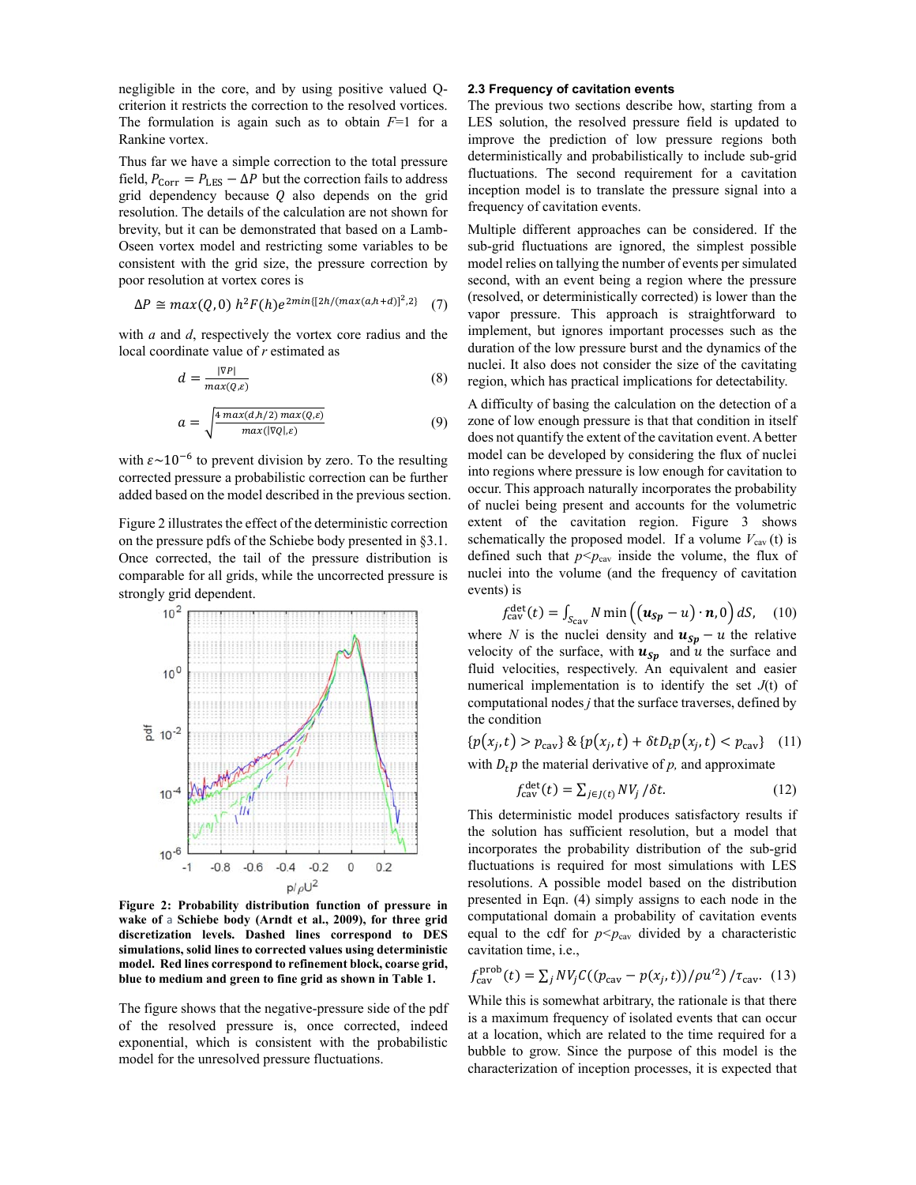negligible in the core, and by using positive valued Q-criterion it restricts the correction to the resolved vortices. The formulation is again such as to obtain $F$=1 for a Rankine vortex.

Thus far we have a simple correction to the total pressure field, $P_{\text{Corr}} = P_{\text{LES}} - \Delta P$ but the correction fails to address grid dependency because $Q$ also depends on the grid resolution. The details of the calculation are not shown for brevity, but it can be demonstrated that based on a Lamb-Oseen vortex model and restricting some variables to be consistent with the grid size, the pressure correction by poor resolution at vortex cores is

$$\Delta P \cong max(Q,0)\; h^2 F(h) e^{2min\{[2h/(max(a,h+d)]^2,2\}} \quad (7)$$

with $a$ and $d$, respectively the vortex core radius and the local coordinate value of $r$ estimated as

$$d = \frac{|\nabla P|}{max(Q,\varepsilon)} \quad (8)$$

$$a = \sqrt{\frac{4\, max(d,h/2)\, max(Q,\varepsilon)}{max(|\nabla Q|,\varepsilon)}} \quad (9)$$

with $\varepsilon \sim 10^{-6}$ to prevent division by zero. To the resulting corrected pressure a probabilistic correction can be further added based on the model described in the previous section.

Figure 2 illustrates the effect of the deterministic correction on the pressure pdfs of the Schiebe body presented in §3.1. Once corrected, the tail of the pressure distribution is comparable for all grids, while the uncorrected pressure is strongly grid dependent.

**Figure 2: Probability distribution function of pressure in wake of a Schiebe body (Arndt et al., 2009), for three grid discretization levels. Dashed lines correspond to DES simulations, solid lines to corrected values using deterministic model. Red lines correspond to refinement block, coarse grid, blue to medium and green to fine grid as shown in Table 1.**

The figure shows that the negative-pressure side of the pdf of the resolved pressure is, once corrected, indeed exponential, which is consistent with the probabilistic model for the unresolved pressure fluctuations.

### 2.3 Frequency of cavitation events

The previous two sections describe how, starting from a LES solution, the resolved pressure field is updated to improve the prediction of low pressure regions both deterministically and probabilistically to include sub-grid fluctuations. The second requirement for a cavitation inception model is to translate the pressure signal into a frequency of cavitation events.

Multiple different approaches can be considered. If the sub-grid fluctuations are ignored, the simplest possible model relies on tallying the number of events per simulated second, with an event being a region where the pressure (resolved, or deterministically corrected) is lower than the vapor pressure. This approach is straightforward to implement, but ignores important processes such as the duration of the low pressure burst and the dynamics of the nuclei. It also does not consider the size of the cavitating region, which has practical implications for detectability.

A difficulty of basing the calculation on the detection of a zone of low enough pressure is that that condition in itself does not quantify the extent of the cavitation event. A better model can be developed by considering the flux of nuclei into regions where pressure is low enough for cavitation to occur. This approach naturally incorporates the probability of nuclei being present and accounts for the volumetric extent of the cavitation region. Figure 3 shows schematically the proposed model. If a volume $V_{\text{cav}}(t)$ is defined such that $p<p_{\text{cav}}$ inside the volume, the flux of nuclei into the volume (and the frequency of cavitation events) is

$$f_{\text{cav}}^{\text{det}}(t) = \int_{S_{\text{cav}}} N \min\left(\left(\boldsymbol{u_{Sp}} - u\right)\cdot \boldsymbol{n}, 0\right) dS, \quad (10)$$

where $N$ is the nuclei density and $\boldsymbol{u_{Sp}} - u$ the relative velocity of the surface, with $\boldsymbol{u_{Sp}}$ and $u$ the surface and fluid velocities, respectively. An equivalent and easier numerical implementation is to identify the set $J(t)$ of computational nodes $j$ that the surface traverses, defined by the condition

$$\{p(x_j,t) > p_{\text{cav}}\} \;\&\; \{p(x_j,t) + \delta t D_t p(x_j,t) < p_{\text{cav}}\} \quad (11)$$

with $D_t p$ the material derivative of $p$, and approximate

$$f_{\text{cav}}^{\text{det}}(t) = \textstyle\sum_{j\in J(t)} NV_j / \delta t. \quad (12)$$

This deterministic model produces satisfactory results if the solution has sufficient resolution, but a model that incorporates the probability distribution of the sub-grid fluctuations is required for most simulations with LES resolutions. A possible model based on the distribution presented in Eqn. (4) simply assigns to each node in the computational domain a probability of cavitation events equal to the cdf for $p<p_{\text{cav}}$ divided by a characteristic cavitation time, i.e.,

$$f_{\text{cav}}^{\text{prob}}(t) = \textstyle\sum_j NV_j C((p_{\text{cav}} - p(x_j,t))/\rho u'^2)/\tau_{\text{cav}}. \quad (13)$$

While this is somewhat arbitrary, the rationale is that there is a maximum frequency of isolated events that can occur at a location, which are related to the time required for a bubble to grow. Since the purpose of this model is the characterization of inception processes, it is expected that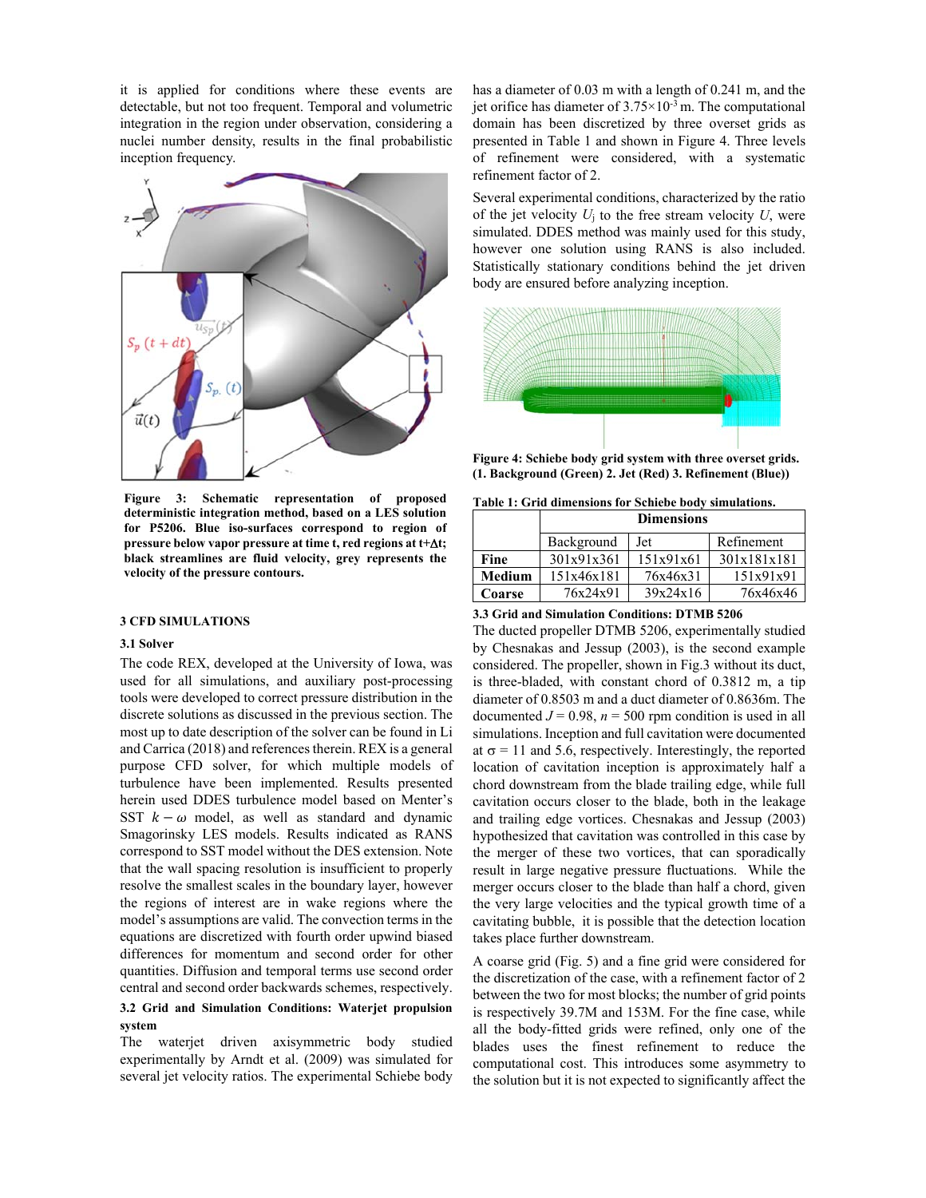it is applied for conditions where these events are detectable, but not too frequent. Temporal and volumetric integration in the region under observation, considering a nuclei number density, results in the final probabilistic inception frequency.

**Figure 3: Schematic representation of proposed deterministic integration method, based on a LES solution for P5206. Blue iso-surfaces correspond to region of pressure below vapor pressure at time t, red regions at t+Δt; black streamlines are fluid velocity, grey represents the velocity of the pressure contours.**

## 3 CFD SIMULATIONS

### 3.1 Solver

The code REX, developed at the University of Iowa, was used for all simulations, and auxiliary post-processing tools were developed to correct pressure distribution in the discrete solutions as discussed in the previous section. The most up to date description of the solver can be found in Li and Carrica (2018) and references therein. REX is a general purpose CFD solver, for which multiple models of turbulence have been implemented. Results presented herein used DDES turbulence model based on Menter's SST $k-\omega$ model, as well as standard and dynamic Smagorinsky LES models. Results indicated as RANS correspond to SST model without the DES extension. Note that the wall spacing resolution is insufficient to properly resolve the smallest scales in the boundary layer, however the regions of interest are in wake regions where the model's assumptions are valid. The convection terms in the equations are discretized with fourth order upwind biased differences for momentum and second order for other quantities. Diffusion and temporal terms use second order central and second order backwards schemes, respectively.

### 3.2 Grid and Simulation Conditions: Waterjet propulsion system

The waterjet driven axisymmetric body studied experimentally by Arndt et al. (2009) was simulated for several jet velocity ratios. The experimental Schiebe body has a diameter of 0.03 m with a length of 0.241 m, and the jet orifice has diameter of $3.75\times10^{-3}$ m. The computational domain has been discretized by three overset grids as presented in Table 1 and shown in Figure 4. Three levels of refinement were considered, with a systematic refinement factor of 2.

Several experimental conditions, characterized by the ratio of the jet velocity $U_j$ to the free stream velocity $U$, were simulated. DDES method was mainly used for this study, however one solution using RANS is also included. Statistically stationary conditions behind the jet driven body are ensured before analyzing inception.

**Figure 4: Schiebe body grid system with three overset grids. (1. Background (Green) 2. Jet (Red) 3. Refinement (Blue))**

**Table 1: Grid dimensions for Schiebe body simulations.**

| | Dimensions | | |
|---|---|---|---|
| | Background | Jet | Refinement |
| **Fine** | 301x91x361 | 151x91x61 | 301x181x181 |
| **Medium** | 151x46x181 | 76x46x31 | 151x91x91 |
| **Coarse** | 76x24x91 | 39x24x16 | 76x46x46 |

### 3.3 Grid and Simulation Conditions: DTMB 5206

The ducted propeller DTMB 5206, experimentally studied by Chesnakas and Jessup (2003), is the second example considered. The propeller, shown in Fig.3 without its duct, is three-bladed, with constant chord of 0.3812 m, a tip diameter of 0.8503 m and a duct diameter of 0.8636m. The documented $J = 0.98$, $n = 500$ rpm condition is used in all simulations. Inception and full cavitation were documented at σ = 11 and 5.6, respectively. Interestingly, the reported location of cavitation inception is approximately half a chord downstream from the blade trailing edge, while full cavitation occurs closer to the blade, both in the leakage and trailing edge vortices. Chesnakas and Jessup (2003) hypothesized that cavitation was controlled in this case by the merger of these two vortices, that can sporadically result in large negative pressure fluctuations. While the merger occurs closer to the blade than half a chord, given the very large velocities and the typical growth time of a cavitating bubble, it is possible that the detection location takes place further downstream.

A coarse grid (Fig. 5) and a fine grid were considered for the discretization of the case, with a refinement factor of 2 between the two for most blocks; the number of grid points is respectively 39.7M and 153M. For the fine case, while all the body-fitted grids were refined, only one of the blades uses the finest refinement to reduce the computational cost. This introduces some asymmetry to the solution but it is not expected to significantly affect the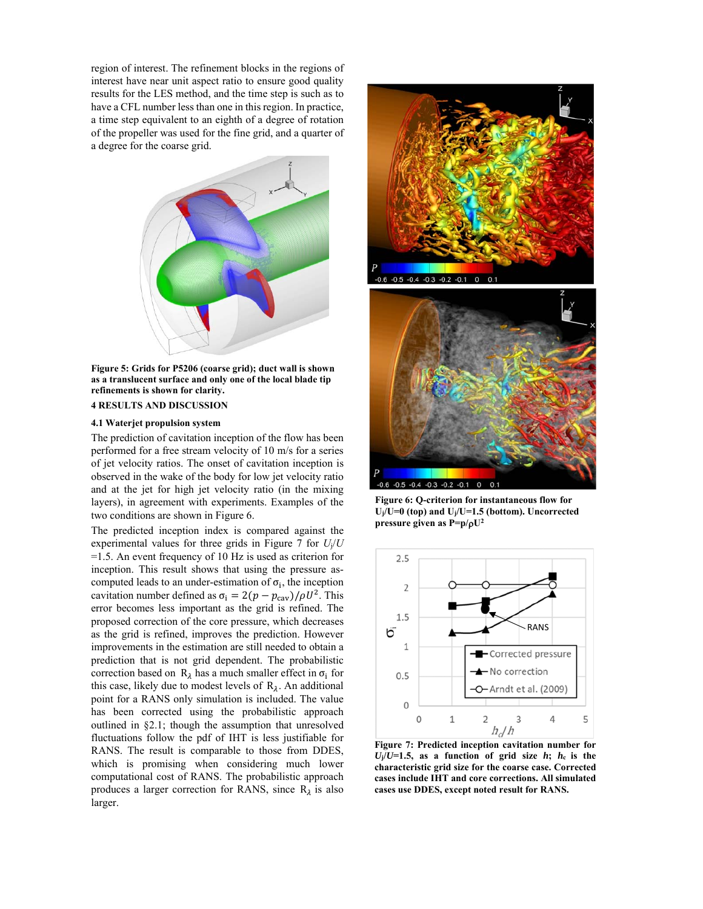region of interest. The refinement blocks in the regions of interest have near unit aspect ratio to ensure good quality results for the LES method, and the time step is such as to have a CFL number less than one in this region. In practice, a time step equivalent to an eighth of a degree of rotation of the propeller was used for the fine grid, and a quarter of a degree for the coarse grid.

**Figure 5: Grids for P5206 (coarse grid); duct wall is shown as a translucent surface and only one of the local blade tip refinements is shown for clarity.**

## 4 RESULTS AND DISCUSSION

### 4.1 Waterjet propulsion system

The prediction of cavitation inception of the flow has been performed for a free stream velocity of 10 m/s for a series of jet velocity ratios. The onset of cavitation inception is observed in the wake of the body for low jet velocity ratio and at the jet for high jet velocity ratio (in the mixing layers), in agreement with experiments. Examples of the two conditions are shown in Figure 6.

The predicted inception index is compared against the experimental values for three grids in Figure 7 for $U_j/U$ =1.5. An event frequency of 10 Hz is used as criterion for inception. This result shows that using the pressure as-computed leads to an under-estimation of $\sigma_i$, the inception cavitation number defined as $\sigma_i = 2(p - p_{cav})/\rho U^2$. This error becomes less important as the grid is refined. The proposed correction of the core pressure, which decreases as the grid is refined, improves the prediction. However improvements in the estimation are still needed to obtain a prediction that is not grid dependent. The probabilistic correction based on $R_\lambda$ has a much smaller effect in $\sigma_i$ for this case, likely due to modest levels of $R_\lambda$. An additional point for a RANS only simulation is included. The value has been corrected using the probabilistic approach outlined in §2.1; though the assumption that unresolved fluctuations follow the pdf of IHT is less justifiable for RANS. The result is comparable to those from DDES, which is promising when considering much lower computational cost of RANS. The probabilistic approach produces a larger correction for RANS, since $R_\lambda$ is also larger.

**Figure 6: Q-criterion for instantaneous flow for $U_j/U$=0 (top) and $U_j/U$=1.5 (bottom). Uncorrected pressure given as $P=p/\rho U^2$**

**Figure 7: Predicted inception cavitation number for $U_j/U$=1.5, as a function of grid size $h$; $h_c$ is the characteristic grid size for the coarse case. Corrected cases include IHT and core corrections. All simulated cases use DDES, except noted result for RANS.**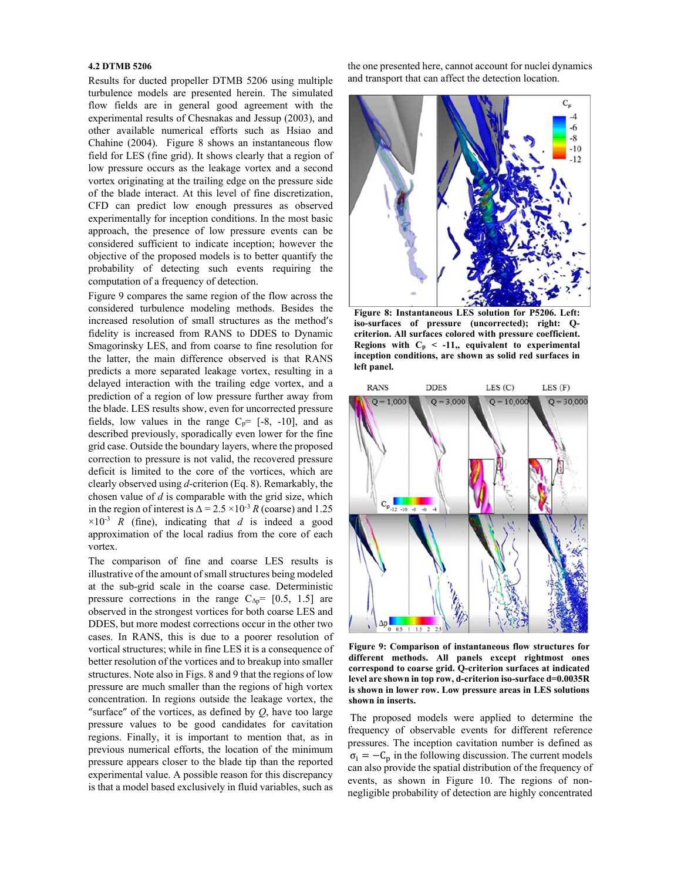### 4.2 DTMB 5206

Results for ducted propeller DTMB 5206 using multiple turbulence models are presented herein. The simulated flow fields are in general good agreement with the experimental results of Chesnakas and Jessup (2003), and other available numerical efforts such as Hsiao and Chahine (2004). Figure 8 shows an instantaneous flow field for LES (fine grid). It shows clearly that a region of low pressure occurs as the leakage vortex and a second vortex originating at the trailing edge on the pressure side of the blade interact. At this level of fine discretization, CFD can predict low enough pressures as observed experimentally for inception conditions. In the most basic approach, the presence of low pressure events can be considered sufficient to indicate inception; however the objective of the proposed models is to better quantify the probability of detecting such events requiring the computation of a frequency of detection.

Figure 9 compares the same region of the flow across the considered turbulence modeling methods. Besides the increased resolution of small structures as the method's fidelity is increased from RANS to DDES to Dynamic Smagorinsky LES, and from coarse to fine resolution for the latter, the main difference observed is that RANS predicts a more separated leakage vortex, resulting in a delayed interaction with the trailing edge vortex, and a prediction of a region of low pressure further away from the blade. LES results show, even for uncorrected pressure fields, low values in the range $C_p$= [-8, -10], and as described previously, sporadically even lower for the fine grid case. Outside the boundary layers, where the proposed correction to pressure is not valid, the recovered pressure deficit is limited to the core of the vortices, which are clearly observed using *d*-criterion (Eq. 8). Remarkably, the chosen value of *d* is comparable with the grid size, which in the region of interest is $\Delta = 2.5 \times 10^{-3} R$ (coarse) and $1.25 \times 10^{-3} R$ (fine), indicating that *d* is indeed a good approximation of the local radius from the core of each vortex.

The comparison of fine and coarse LES results is illustrative of the amount of small structures being modeled at the sub-grid scale in the coarse case. Deterministic pressure corrections in the range $C_{\Delta p}$= [0.5, 1.5] are observed in the strongest vortices for both coarse LES and DDES, but more modest corrections occur in the other two cases. In RANS, this is due to a poorer resolution of vortical structures; while in fine LES it is a consequence of better resolution of the vortices and to breakup into smaller structures. Note also in Figs. 8 and 9 that the regions of low pressure are much smaller than the regions of high vortex concentration. In regions outside the leakage vortex, the "surface" of the vortices, as defined by *Q*, have too large pressure values to be good candidates for cavitation regions. Finally, it is important to mention that, as in previous numerical efforts, the location of the minimum pressure appears closer to the blade tip than the reported experimental value. A possible reason for this discrepancy is that a model based exclusively in fluid variables, such as the one presented here, cannot account for nuclei dynamics and transport that can affect the detection location.

**Figure 8: Instantaneous LES solution for P5206. Left: iso-surfaces of pressure (uncorrected); right: Q-criterion. All surfaces colored with pressure coefficient. Regions with $C_p$ < -11,, equivalent to experimental inception conditions, are shown as solid red surfaces in left panel.**

**Figure 9: Comparison of instantaneous flow structures for different methods. All panels except rightmost ones correspond to coarse grid. Q-criterion surfaces at indicated level are shown in top row, d-criterion iso-surface d=0.0035R is shown in lower row. Low pressure areas in LES solutions shown in inserts.**

The proposed models were applied to determine the frequency of observable events for different reference pressures. The inception cavitation number is defined as $\sigma_i = -C_p$ in the following discussion. The current models can also provide the spatial distribution of the frequency of events, as shown in Figure 10. The regions of non-negligible probability of detection are highly concentrated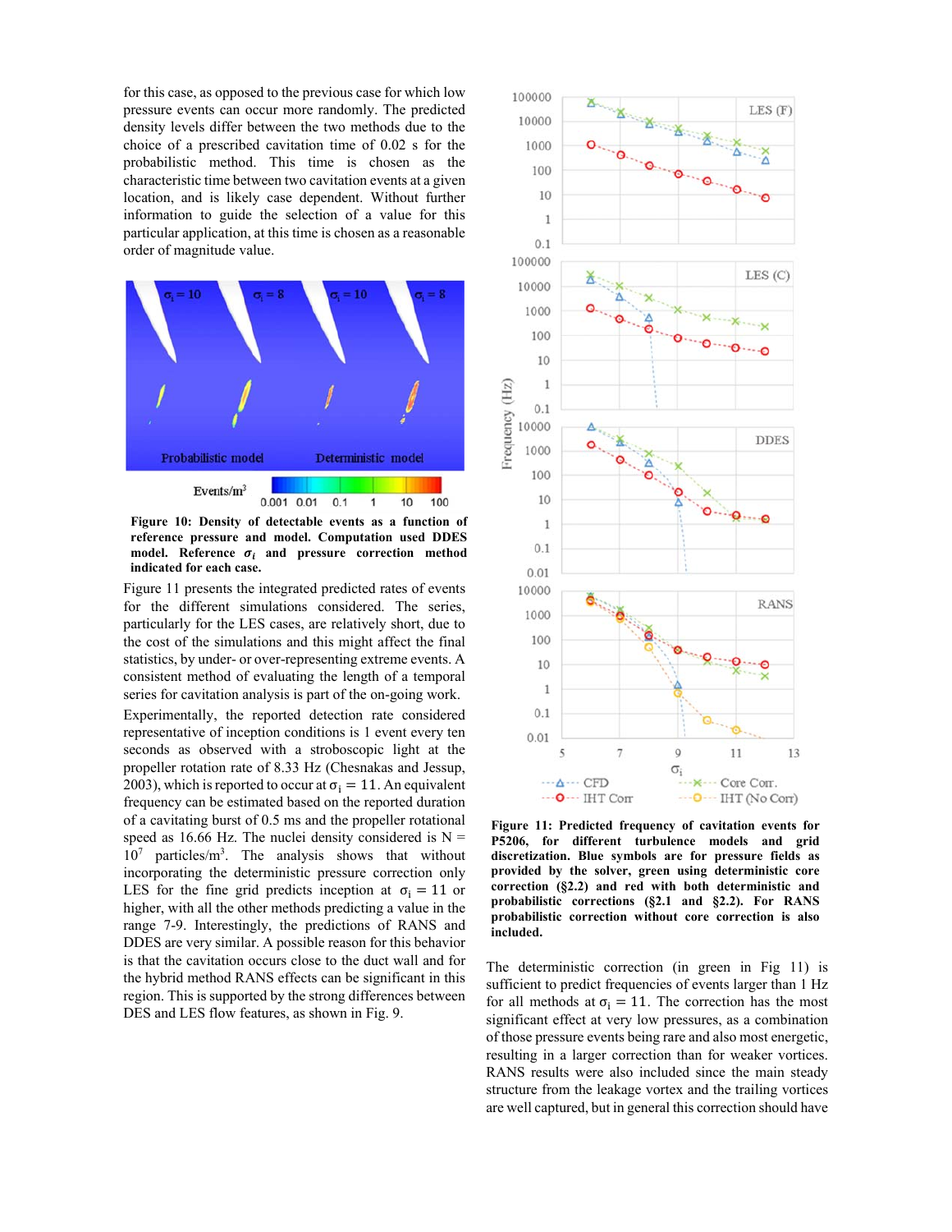for this case, as opposed to the previous case for which low pressure events can occur more randomly. The predicted density levels differ between the two methods due to the choice of a prescribed cavitation time of 0.02 s for the probabilistic method. This time is chosen as the characteristic time between two cavitation events at a given location, and is likely case dependent. Without further information to guide the selection of a value for this particular application, at this time is chosen as a reasonable order of magnitude value.

**Figure 10: Density of detectable events as a function of reference pressure and model. Computation used DDES model. Reference $\sigma_i$ and pressure correction method indicated for each case.**

Figure 11 presents the integrated predicted rates of events for the different simulations considered. The series, particularly for the LES cases, are relatively short, due to the cost of the simulations and this might affect the final statistics, by under- or over-representing extreme events. A consistent method of evaluating the length of a temporal series for cavitation analysis is part of the on-going work.

Experimentally, the reported detection rate considered representative of inception conditions is 1 event every ten seconds as observed with a stroboscopic light at the propeller rotation rate of 8.33 Hz (Chesnakas and Jessup, 2003), which is reported to occur at $\sigma_i = 11$. An equivalent frequency can be estimated based on the reported duration of a cavitating burst of 0.5 ms and the propeller rotational speed as 16.66 Hz. The nuclei density considered is N = $10^7$ particles/m$^3$. The analysis shows that without incorporating the deterministic pressure correction only LES for the fine grid predicts inception at $\sigma_i = 11$ or higher, with all the other methods predicting a value in the range 7-9. Interestingly, the predictions of RANS and DDES are very similar. A possible reason for this behavior is that the cavitation occurs close to the duct wall and for the hybrid method RANS effects can be significant in this region. This is supported by the strong differences between DES and LES flow features, as shown in Fig. 9.

**Figure 11: Predicted frequency of cavitation events for P5206, for different turbulence models and grid discretization. Blue symbols are for pressure fields as provided by the solver, green using deterministic core correction (§2.2) and red with both deterministic and probabilistic corrections (§2.1 and §2.2). For RANS probabilistic correction without core correction is also included.**

The deterministic correction (in green in Fig 11) is sufficient to predict frequencies of events larger than 1 Hz for all methods at $\sigma_i = 11$. The correction has the most significant effect at very low pressures, as a combination of those pressure events being rare and also most energetic, resulting in a larger correction than for weaker vortices. RANS results were also included since the main steady structure from the leakage vortex and the trailing vortices are well captured, but in general this correction should have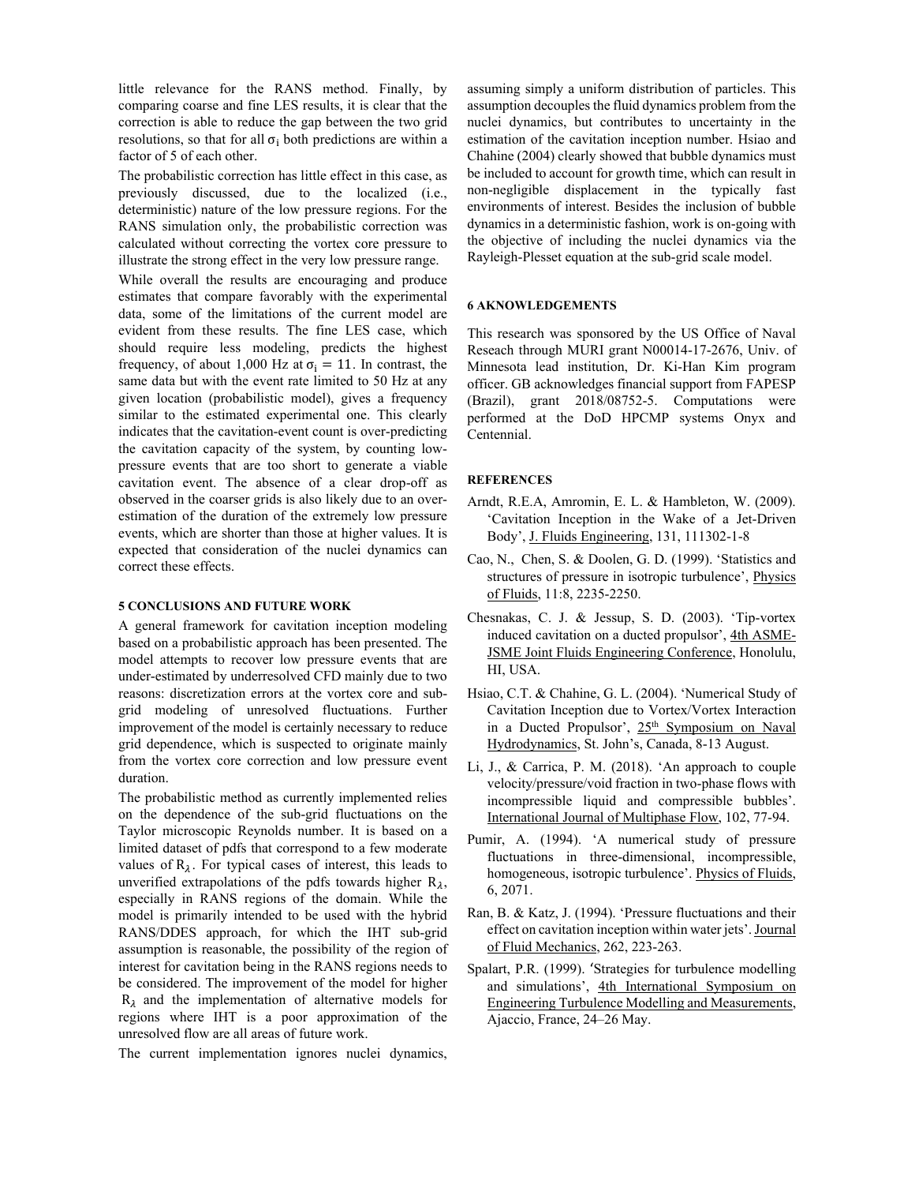little relevance for the RANS method. Finally, by comparing coarse and fine LES results, it is clear that the correction is able to reduce the gap between the two grid resolutions, so that for all $\sigma_i$ both predictions are within a factor of 5 of each other.

The probabilistic correction has little effect in this case, as previously discussed, due to the localized (i.e., deterministic) nature of the low pressure regions. For the RANS simulation only, the probabilistic correction was calculated without correcting the vortex core pressure to illustrate the strong effect in the very low pressure range.

While overall the results are encouraging and produce estimates that compare favorably with the experimental data, some of the limitations of the current model are evident from these results. The fine LES case, which should require less modeling, predicts the highest frequency, of about 1,000 Hz at $\sigma_i = 11$. In contrast, the same data but with the event rate limited to 50 Hz at any given location (probabilistic model), gives a frequency similar to the estimated experimental one. This clearly indicates that the cavitation-event count is over-predicting the cavitation capacity of the system, by counting low-pressure events that are too short to generate a viable cavitation event. The absence of a clear drop-off as observed in the coarser grids is also likely due to an over-estimation of the duration of the extremely low pressure events, which are shorter than those at higher values. It is expected that consideration of the nuclei dynamics can correct these effects.

## 5 CONCLUSIONS AND FUTURE WORK

A general framework for cavitation inception modeling based on a probabilistic approach has been presented. The model attempts to recover low pressure events that are under-estimated by underresolved CFD mainly due to two reasons: discretization errors at the vortex core and sub-grid modeling of unresolved fluctuations. Further improvement of the model is certainly necessary to reduce grid dependence, which is suspected to originate mainly from the vortex core correction and low pressure event duration.

The probabilistic method as currently implemented relies on the dependence of the sub-grid fluctuations on the Taylor microscopic Reynolds number. It is based on a limited dataset of pdfs that correspond to a few moderate values of $R_\lambda$. For typical cases of interest, this leads to unverified extrapolations of the pdfs towards higher $R_\lambda$, especially in RANS regions of the domain. While the model is primarily intended to be used with the hybrid RANS/DDES approach, for which the IHT sub-grid assumption is reasonable, the possibility of the region of interest for cavitation being in the RANS regions needs to be considered. The improvement of the model for higher $R_\lambda$ and the implementation of alternative models for regions where IHT is a poor approximation of the unresolved flow are all areas of future work.

The current implementation ignores nuclei dynamics, assuming simply a uniform distribution of particles. This assumption decouples the fluid dynamics problem from the nuclei dynamics, but contributes to uncertainty in the estimation of the cavitation inception number. Hsiao and Chahine (2004) clearly showed that bubble dynamics must be included to account for growth time, which can result in non-negligible displacement in the typically fast environments of interest. Besides the inclusion of bubble dynamics in a deterministic fashion, work is on-going with the objective of including the nuclei dynamics via the Rayleigh-Plesset equation at the sub-grid scale model.

## 6 AKNOWLEDGEMENTS

This research was sponsored by the US Office of Naval Reseach through MURI grant N00014-17-2676, Univ. of Minnesota lead institution, Dr. Ki-Han Kim program officer. GB acknowledges financial support from FAPESP (Brazil), grant 2018/08752-5. Computations were performed at the DoD HPCMP systems Onyx and Centennial.

## REFERENCES

Arndt, R.E.A, Amromin, E. L. & Hambleton, W. (2009). 'Cavitation Inception in the Wake of a Jet-Driven Body', J. Fluids Engineering, 131, 111302-1-8

Cao, N., Chen, S. & Doolen, G. D. (1999). 'Statistics and structures of pressure in isotropic turbulence', Physics of Fluids, 11:8, 2235-2250.

Chesnakas, C. J. & Jessup, S. D. (2003). 'Tip-vortex induced cavitation on a ducted propulsor', 4th ASME-JSME Joint Fluids Engineering Conference, Honolulu, HI, USA.

Hsiao, C.T. & Chahine, G. L. (2004). 'Numerical Study of Cavitation Inception due to Vortex/Vortex Interaction in a Ducted Propulsor', 25th Symposium on Naval Hydrodynamics, St. John's, Canada, 8-13 August.

Li, J., & Carrica, P. M. (2018). 'An approach to couple velocity/pressure/void fraction in two-phase flows with incompressible liquid and compressible bubbles'. International Journal of Multiphase Flow, 102, 77-94.

Pumir, A. (1994). 'A numerical study of pressure fluctuations in three-dimensional, incompressible, homogeneous, isotropic turbulence'. Physics of Fluids, 6, 2071.

Ran, B. & Katz, J. (1994). 'Pressure fluctuations and their effect on cavitation inception within water jets'. Journal of Fluid Mechanics, 262, 223-263.

Spalart, P.R. (1999). 'Strategies for turbulence modelling and simulations', 4th International Symposium on Engineering Turbulence Modelling and Measurements, Ajaccio, France, 24–26 May.